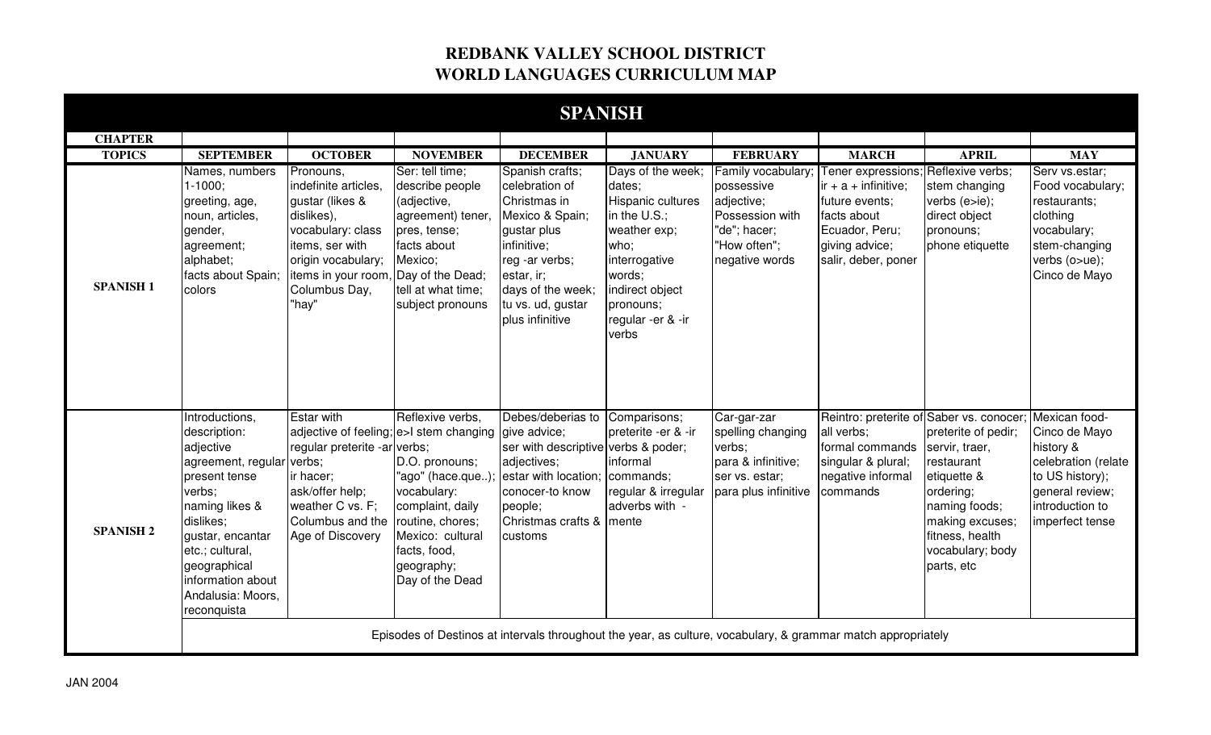# REDBANK VALLEY SCHOOL DISTRICT
# WORLD LANGUAGES CURRICULUM MAP

## SPANISH

| CHAPTER | | | | | | | | | |
|---|---|---|---|---|---|---|---|---|---|
| **TOPICS** | **SEPTEMBER** | **OCTOBER** | **NOVEMBER** | **DECEMBER** | **JANUARY** | **FEBRUARY** | **MARCH** | **APRIL** | **MAY** |
| **SPANISH 1** | Names, numbers 1-1000; greeting, age, noun, articles, gender, agreement; alphabet; facts about Spain; colors | Pronouns, indefinite articles, gustar (likes & dislikes), vocabulary: class items, ser with origin vocabulary; items in your room, Columbus Day, "hay" | Ser: tell time; describe people (adjective, agreement) tener, pres, tense; facts about Mexico; Day of the Dead; tell at what time; subject pronouns | Spanish crafts; celebration of Christmas in Mexico & Spain; gustar plus infinitive; reg -ar verbs; estar, ir; days of the week; tu vs. ud, gustar plus infinitive | Days of the week; dates; Hispanic cultures in the U.S.; weather exp; who; interrogative words; indirect object pronouns; regular -er & -ir verbs | Family vocabulary; possessive adjective; Possession with "de"; hacer; "How often"; negative words | Tener expressions; ir + a + infinitive; future events; facts about Ecuador, Peru; giving advice; salir, deber, poner | Reflexive verbs; stem changing verbs (e>ie); direct object pronouns; phone etiquette | Serv vs.estar; Food vocabulary; restaurants; clothing vocabulary; stem-changing verbs (o>ue); Cinco de Mayo |
| **SPANISH 2** | Introductions, description: adjective agreement, regular present tense verbs; naming likes & dislikes; gustar, encantar etc.; cultural, geographical information about Andalusia: Moors, reconquista | Estar with adjective of feeling; regular preterite -ar verbs; ir hacer; ask/offer help; weather C vs. F; Columbus and the Age of Discovery | Reflexive verbs, e>I stem changing verbs; D.O. pronouns; "ago" (hace.que..); vocabulary: complaint, daily routine, chores; Mexico: cultural facts, food, geography; Day of the Dead | Debes/deberias to give advice; ser with descriptive adjectives; estar with location; conocer-to know people; Christmas crafts & customs | Comparisons; preterite -er & -ir verbs & poder; informal commands; regular & irregular adverbs with -mente | Car-gar-zar spelling changing verbs; para & infinitive; ser vs. estar; para plus infinitive | Reintro: preterite of all verbs; formal commands singular & plural; negative informal commands | Saber vs. conocer; preterite of pedir; servir, traer, restaurant etiquette & ordering; naming foods; making excuses; fitness, health vocabulary; body parts, etc | Mexican food-Cinco de Mayo history & celebration (relate to US history); general review; introduction to imperfect tense |
| | Episodes of Destinos at intervals throughout the year, as culture, vocabulary, & grammar match appropriately | | | | | | | | |

JAN 2004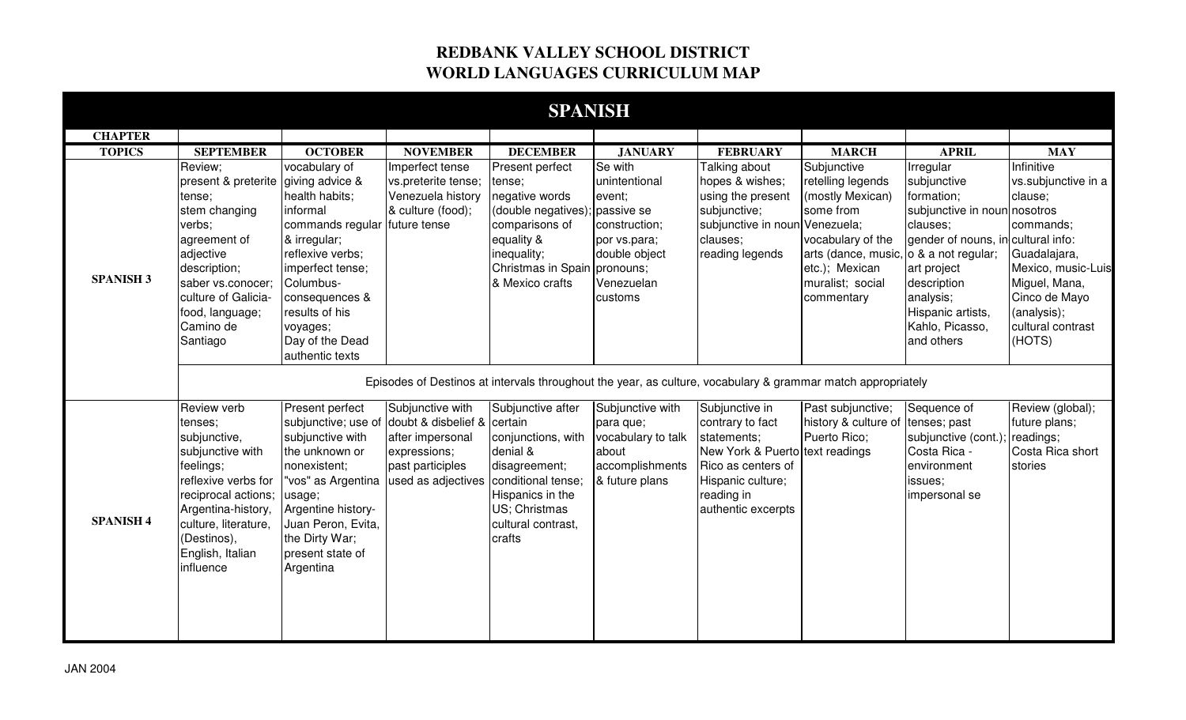# REDBANK VALLEY SCHOOL DISTRICT
# WORLD LANGUAGES CURRICULUM MAP

## SPANISH

| CHAPTER | | | | | | | | | |
|---|---|---|---|---|---|---|---|---|---|
| **TOPICS** | **SEPTEMBER** | **OCTOBER** | **NOVEMBER** | **DECEMBER** | **JANUARY** | **FEBRUARY** | **MARCH** | **APRIL** | **MAY** |
| **SPANISH 3** | Review; present & preterite tense; stem changing verbs; agreement of adjective description; saber vs.conocer; culture of Galicia- food, language; Camino de Santiago | vocabulary of giving advice & health habits; informal commands regular & irregular; reflexive verbs; imperfect tense; Columbus- consequences & results of his voyages; Day of the Dead authentic texts | Imperfect tense vs.preterite tense; Venezuela history & culture (food); future tense | Present perfect tense; negative words (double negatives); comparisons of equality & inequality; Christmas in Spain & Mexico crafts | Se with unintentional event; passive se construction; por vs.para; double object pronouns; Venezuelan customs | Talking about hopes & wishes; using the present subjunctive; subjunctive in noun clauses; reading legends | Subjunctive retelling legends (mostly Mexican) some from Venezuela; vocabulary of the arts (dance, music, etc.); Mexican muralist; social commentary | Irregular subjunctive formation; subjunctive in noun clauses; gender of nouns, in o & a not regular; art project description analysis; Hispanic artists, Kahlo, Picasso, and others | Infinitive vs.subjunctive in a clause; nosotros commands; cultural info: Guadalajara, Mexico, music-Luis Miguel, Mana, Cinco de Mayo (analysis); cultural contrast (HOTS) |
| | Episodes of Destinos at intervals throughout the year, as culture, vocabulary & grammar match appropriately | | | | | | | | |
| **SPANISH 4** | Review verb tenses; subjunctive, subjunctive with feelings; reflexive verbs for reciprocal actions; Argentina-history, culture, literature, (Destinos), English, Italian influence | Present perfect subjunctive; use of subjunctive with the unknown or nonexistent; "vos" as Argentina usage; Argentine history- Juan Peron, Evita, the Dirty War; present state of Argentina | Subjunctive with doubt & disbelief & after impersonal expressions; past participles used as adjectives | Subjunctive after certain conjunctions, with denial & disagreement; conditional tense; Hispanics in the US; Christmas cultural contrast, crafts | Subjunctive with para que; vocabulary to talk about accomplishments & future plans | Subjunctive in contrary to fact statements; New York & Puerto Rico as centers of Hispanic culture; reading in authentic excerpts | Past subjunctive; history & culture of Puerto Rico; text readings | Sequence of tenses; past subjunctive (cont.); Costa Rica - environment issues; impersonal se | Review (global); future plans; readings; Costa Rica short stories |

JAN 2004